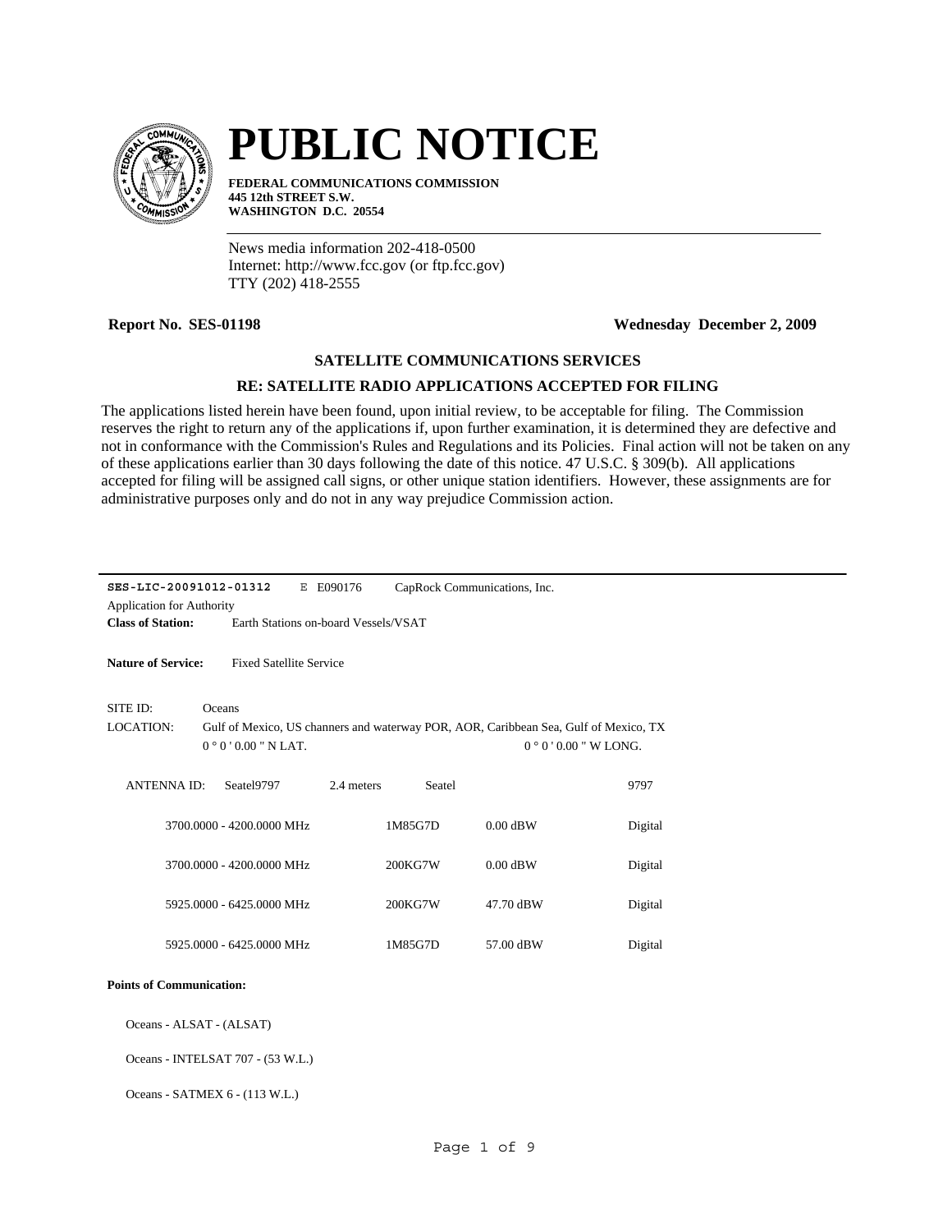# PUBLIC NOTICE

**FEDERAL COMMUNICATIONS COMMISSION**
**445 12th STREET S.W.**
**WASHINGTON D.C. 20554**

News media information 202-418-0500
Internet: http://www.fcc.gov (or ftp.fcc.gov)
TTY (202) 418-2555

**Report No. SES-01198** **Wednesday December 2, 2009**

## SATELLITE COMMUNICATIONS SERVICES

### RE: SATELLITE RADIO APPLICATIONS ACCEPTED FOR FILING

The applications listed herein have been found, upon initial review, to be acceptable for filing. The Commission reserves the right to return any of the applications if, upon further examination, it is determined they are defective and not in conformance with the Commission's Rules and Regulations and its Policies. Final action will not be taken on any of these applications earlier than 30 days following the date of this notice. 47 U.S.C. § 309(b). All applications accepted for filing will be assigned call signs, or other unique station identifiers. However, these assignments are for administrative purposes only and do not in any way prejudice Commission action.

---

**SES-LIC-20091012-01312** E E090176 CapRock Communications, Inc.

Application for Authority

**Class of Station:** Earth Stations on-board Vessels/VSAT

**Nature of Service:** Fixed Satellite Service

SITE ID: Oceans

LOCATION: Gulf of Mexico, US channers and waterway POR, AOR, Caribbean Sea, Gulf of Mexico, TX

0 ° 0 ' 0.00 " N LAT. 0 ° 0 ' 0.00 " W LONG.

ANTENNA ID: Seatel9797 2.4 meters Seatel 9797

| Frequency | Emission | Power | Type |
|---|---|---|---|
| 3700.0000 - 4200.0000 MHz | 1M85G7D | 0.00 dBW | Digital |
| 3700.0000 - 4200.0000 MHz | 200KG7W | 0.00 dBW | Digital |
| 5925.0000 - 6425.0000 MHz | 200KG7W | 47.70 dBW | Digital |
| 5925.0000 - 6425.0000 MHz | 1M85G7D | 57.00 dBW | Digital |

**Points of Communication:**

Oceans - ALSAT - (ALSAT)

Oceans - INTELSAT 707 - (53 W.L.)

Oceans - SATMEX 6 - (113 W.L.)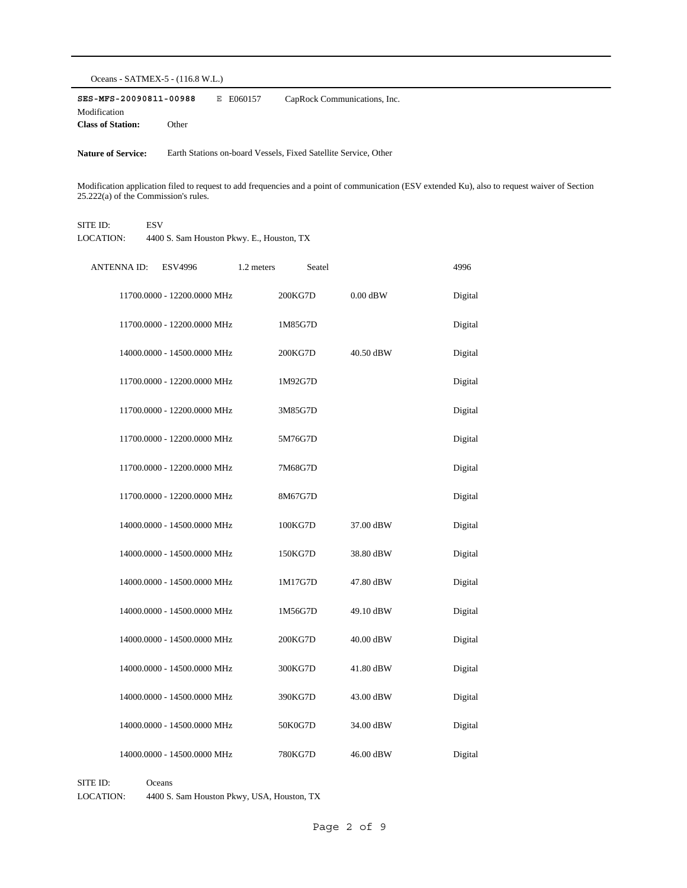Oceans - SATMEX-5 - (116.8 W.L.)

**SES-MFS-20090811-00988** E E060157 CapRock Communications, Inc.

Modification

**Class of Station:** Other

**Nature of Service:** Earth Stations on-board Vessels, Fixed Satellite Service, Other

Modification application filed to request to add frequencies and a point of communication (ESV extended Ku), also to request waiver of Section 25.222(a) of the Commission's rules.

SITE ID: ESV

LOCATION: 4400 S. Sam Houston Pkwy. E., Houston, TX

ANTENNA ID: ESV4996 1.2 meters Seatel 4996

| Frequency | Emission | Power | Type |
|---|---|---|---|
| 11700.0000 - 12200.0000 MHz | 200KG7D | 0.00 dBW | Digital |
| 11700.0000 - 12200.0000 MHz | 1M85G7D | | Digital |
| 14000.0000 - 14500.0000 MHz | 200KG7D | 40.50 dBW | Digital |
| 11700.0000 - 12200.0000 MHz | 1M92G7D | | Digital |
| 11700.0000 - 12200.0000 MHz | 3M85G7D | | Digital |
| 11700.0000 - 12200.0000 MHz | 5M76G7D | | Digital |
| 11700.0000 - 12200.0000 MHz | 7M68G7D | | Digital |
| 11700.0000 - 12200.0000 MHz | 8M67G7D | | Digital |
| 14000.0000 - 14500.0000 MHz | 100KG7D | 37.00 dBW | Digital |
| 14000.0000 - 14500.0000 MHz | 150KG7D | 38.80 dBW | Digital |
| 14000.0000 - 14500.0000 MHz | 1M17G7D | 47.80 dBW | Digital |
| 14000.0000 - 14500.0000 MHz | 1M56G7D | 49.10 dBW | Digital |
| 14000.0000 - 14500.0000 MHz | 200KG7D | 40.00 dBW | Digital |
| 14000.0000 - 14500.0000 MHz | 300KG7D | 41.80 dBW | Digital |
| 14000.0000 - 14500.0000 MHz | 390KG7D | 43.00 dBW | Digital |
| 14000.0000 - 14500.0000 MHz | 50K0G7D | 34.00 dBW | Digital |
| 14000.0000 - 14500.0000 MHz | 780KG7D | 46.00 dBW | Digital |

SITE ID: Oceans

LOCATION: 4400 S. Sam Houston Pkwy, USA, Houston, TX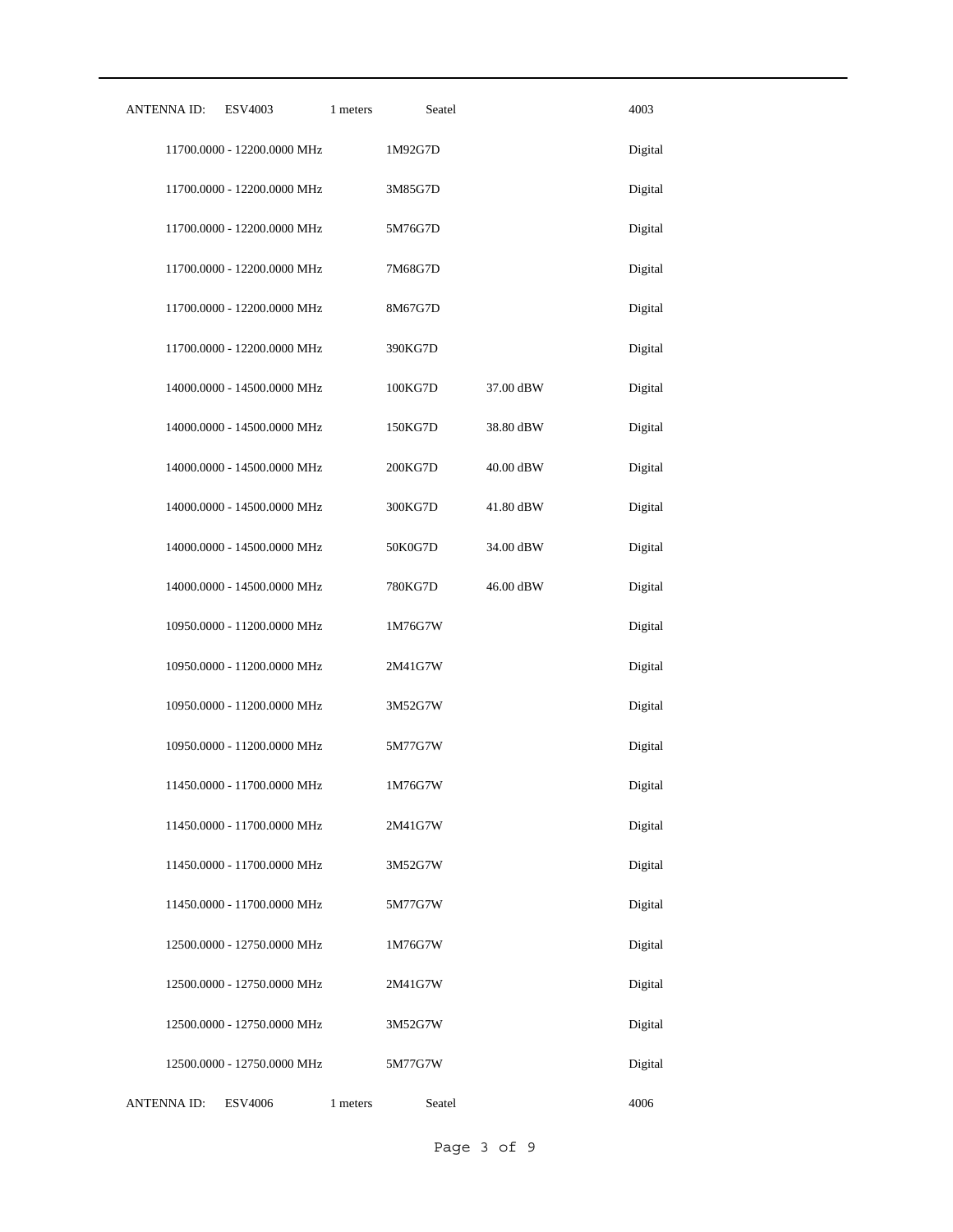| ANTENNA ID: | ESV4003 | 1 meters | Seatel | | 4003 |
|---|---|---|---|---|---|
| | 11700.0000 - 12200.0000 MHz | | 1M92G7D | | Digital |
| | 11700.0000 - 12200.0000 MHz | | 3M85G7D | | Digital |
| | 11700.0000 - 12200.0000 MHz | | 5M76G7D | | Digital |
| | 11700.0000 - 12200.0000 MHz | | 7M68G7D | | Digital |
| | 11700.0000 - 12200.0000 MHz | | 8M67G7D | | Digital |
| | 11700.0000 - 12200.0000 MHz | | 390KG7D | | Digital |
| | 14000.0000 - 14500.0000 MHz | | 100KG7D | 37.00 dBW | Digital |
| | 14000.0000 - 14500.0000 MHz | | 150KG7D | 38.80 dBW | Digital |
| | 14000.0000 - 14500.0000 MHz | | 200KG7D | 40.00 dBW | Digital |
| | 14000.0000 - 14500.0000 MHz | | 300KG7D | 41.80 dBW | Digital |
| | 14000.0000 - 14500.0000 MHz | | 50K0G7D | 34.00 dBW | Digital |
| | 14000.0000 - 14500.0000 MHz | | 780KG7D | 46.00 dBW | Digital |
| | 10950.0000 - 11200.0000 MHz | | 1M76G7W | | Digital |
| | 10950.0000 - 11200.0000 MHz | | 2M41G7W | | Digital |
| | 10950.0000 - 11200.0000 MHz | | 3M52G7W | | Digital |
| | 10950.0000 - 11200.0000 MHz | | 5M77G7W | | Digital |
| | 11450.0000 - 11700.0000 MHz | | 1M76G7W | | Digital |
| | 11450.0000 - 11700.0000 MHz | | 2M41G7W | | Digital |
| | 11450.0000 - 11700.0000 MHz | | 3M52G7W | | Digital |
| | 11450.0000 - 11700.0000 MHz | | 5M77G7W | | Digital |
| | 12500.0000 - 12750.0000 MHz | | 1M76G7W | | Digital |
| | 12500.0000 - 12750.0000 MHz | | 2M41G7W | | Digital |
| | 12500.0000 - 12750.0000 MHz | | 3M52G7W | | Digital |
| | 12500.0000 - 12750.0000 MHz | | 5M77G7W | | Digital |
| ANTENNA ID: | ESV4006 | 1 meters | Seatel | | 4006 |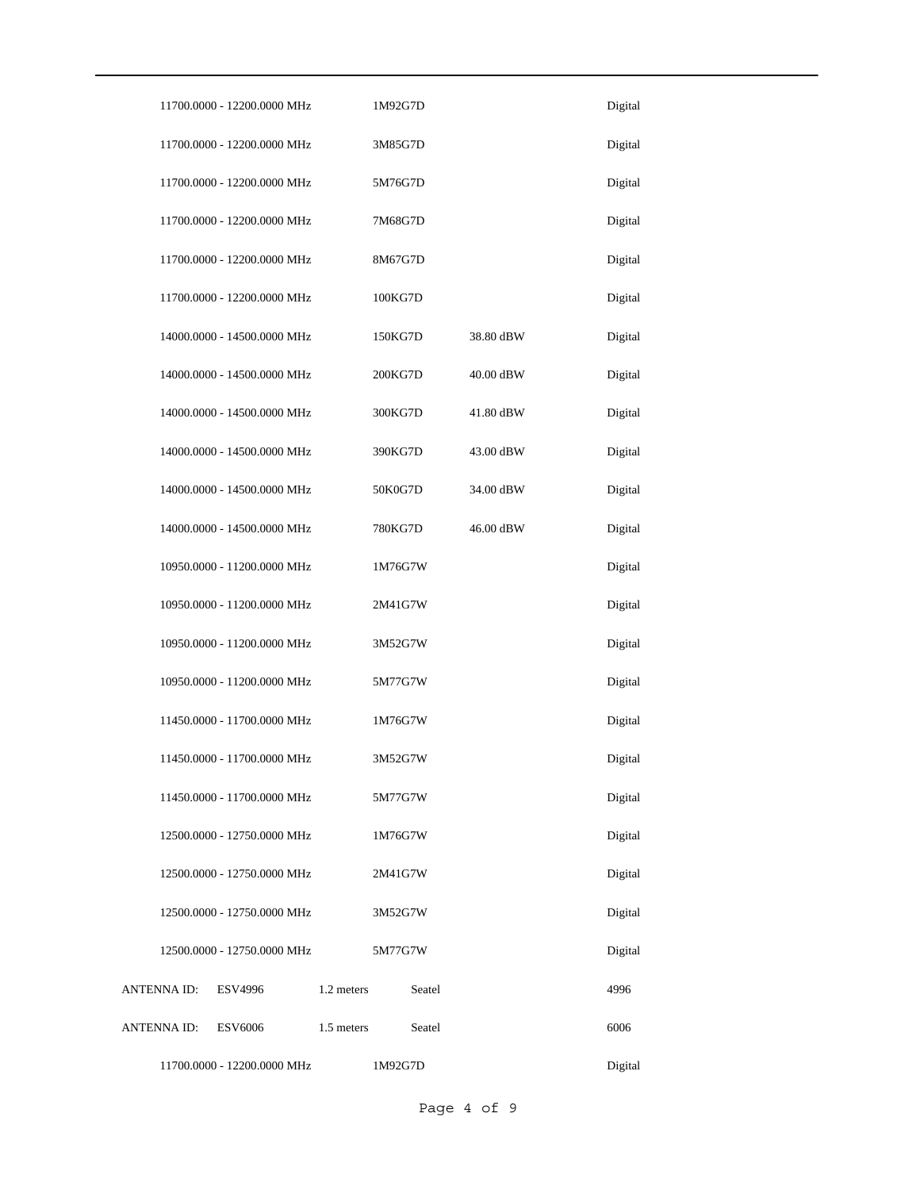| | | | | |
|---|---|---|---|---|
| 11700.0000 - 12200.0000 MHz | 1M92G7D | | Digital |
| 11700.0000 - 12200.0000 MHz | 3M85G7D | | Digital |
| 11700.0000 - 12200.0000 MHz | 5M76G7D | | Digital |
| 11700.0000 - 12200.0000 MHz | 7M68G7D | | Digital |
| 11700.0000 - 12200.0000 MHz | 8M67G7D | | Digital |
| 11700.0000 - 12200.0000 MHz | 100KG7D | | Digital |
| 14000.0000 - 14500.0000 MHz | 150KG7D | 38.80 dBW | Digital |
| 14000.0000 - 14500.0000 MHz | 200KG7D | 40.00 dBW | Digital |
| 14000.0000 - 14500.0000 MHz | 300KG7D | 41.80 dBW | Digital |
| 14000.0000 - 14500.0000 MHz | 390KG7D | 43.00 dBW | Digital |
| 14000.0000 - 14500.0000 MHz | 50K0G7D | 34.00 dBW | Digital |
| 14000.0000 - 14500.0000 MHz | 780KG7D | 46.00 dBW | Digital |
| 10950.0000 - 11200.0000 MHz | 1M76G7W | | Digital |
| 10950.0000 - 11200.0000 MHz | 2M41G7W | | Digital |
| 10950.0000 - 11200.0000 MHz | 3M52G7W | | Digital |
| 10950.0000 - 11200.0000 MHz | 5M77G7W | | Digital |
| 11450.0000 - 11700.0000 MHz | 1M76G7W | | Digital |
| 11450.0000 - 11700.0000 MHz | 3M52G7W | | Digital |
| 11450.0000 - 11700.0000 MHz | 5M77G7W | | Digital |
| 12500.0000 - 12750.0000 MHz | 1M76G7W | | Digital |
| 12500.0000 - 12750.0000 MHz | 2M41G7W | | Digital |
| 12500.0000 - 12750.0000 MHz | 3M52G7W | | Digital |
| 12500.0000 - 12750.0000 MHz | 5M77G7W | | Digital |

| | | | | |
|---|---|---|---|---|
| ANTENNA ID: | ESV4996 | 1.2 meters | Seatel | 4996 |
| ANTENNA ID: | ESV6006 | 1.5 meters | Seatel | 6006 |

| | | | |
|---|---|---|---|
| 11700.0000 - 12200.0000 MHz | 1M92G7D | | Digital |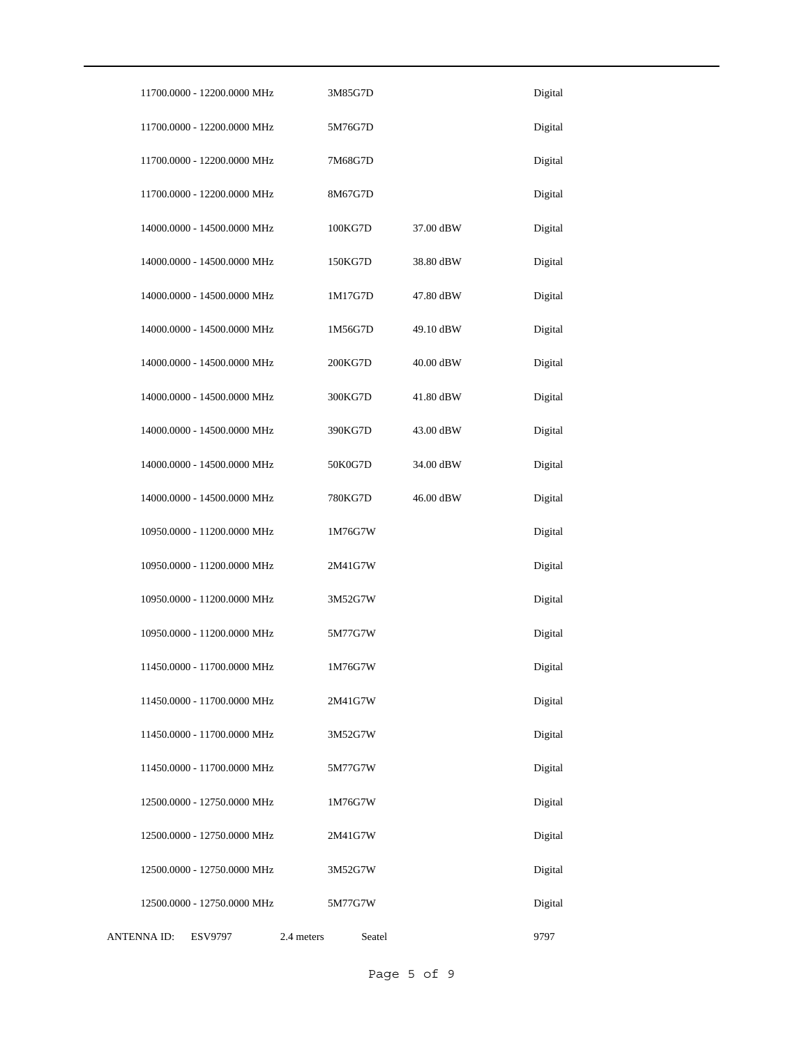| | | | |
|---|---|---|---|
| 11700.0000 - 12200.0000 MHz | 3M85G7D | | Digital |
| 11700.0000 - 12200.0000 MHz | 5M76G7D | | Digital |
| 11700.0000 - 12200.0000 MHz | 7M68G7D | | Digital |
| 11700.0000 - 12200.0000 MHz | 8M67G7D | | Digital |
| 14000.0000 - 14500.0000 MHz | 100KG7D | 37.00 dBW | Digital |
| 14000.0000 - 14500.0000 MHz | 150KG7D | 38.80 dBW | Digital |
| 14000.0000 - 14500.0000 MHz | 1M17G7D | 47.80 dBW | Digital |
| 14000.0000 - 14500.0000 MHz | 1M56G7D | 49.10 dBW | Digital |
| 14000.0000 - 14500.0000 MHz | 200KG7D | 40.00 dBW | Digital |
| 14000.0000 - 14500.0000 MHz | 300KG7D | 41.80 dBW | Digital |
| 14000.0000 - 14500.0000 MHz | 390KG7D | 43.00 dBW | Digital |
| 14000.0000 - 14500.0000 MHz | 50K0G7D | 34.00 dBW | Digital |
| 14000.0000 - 14500.0000 MHz | 780KG7D | 46.00 dBW | Digital |
| 10950.0000 - 11200.0000 MHz | 1M76G7W | | Digital |
| 10950.0000 - 11200.0000 MHz | 2M41G7W | | Digital |
| 10950.0000 - 11200.0000 MHz | 3M52G7W | | Digital |
| 10950.0000 - 11200.0000 MHz | 5M77G7W | | Digital |
| 11450.0000 - 11700.0000 MHz | 1M76G7W | | Digital |
| 11450.0000 - 11700.0000 MHz | 2M41G7W | | Digital |
| 11450.0000 - 11700.0000 MHz | 3M52G7W | | Digital |
| 11450.0000 - 11700.0000 MHz | 5M77G7W | | Digital |
| 12500.0000 - 12750.0000 MHz | 1M76G7W | | Digital |
| 12500.0000 - 12750.0000 MHz | 2M41G7W | | Digital |
| 12500.0000 - 12750.0000 MHz | 3M52G7W | | Digital |
| 12500.0000 - 12750.0000 MHz | 5M77G7W | | Digital |

ANTENNA ID: ESV9797 2.4 meters Seatel 9797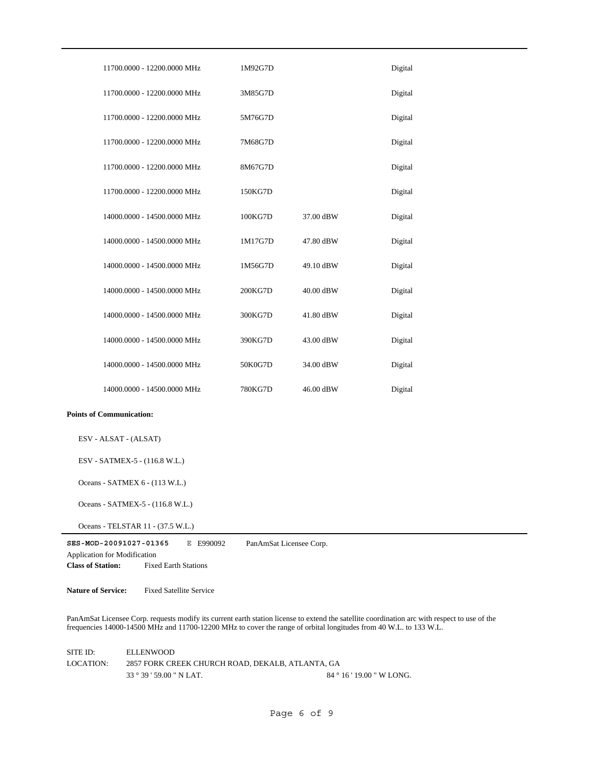| | | | |
|---|---|---|---|
| 11700.0000 - 12200.0000 MHz | 1M92G7D | | Digital |
| 11700.0000 - 12200.0000 MHz | 3M85G7D | | Digital |
| 11700.0000 - 12200.0000 MHz | 5M76G7D | | Digital |
| 11700.0000 - 12200.0000 MHz | 7M68G7D | | Digital |
| 11700.0000 - 12200.0000 MHz | 8M67G7D | | Digital |
| 11700.0000 - 12200.0000 MHz | 150KG7D | | Digital |
| 14000.0000 - 14500.0000 MHz | 100KG7D | 37.00 dBW | Digital |
| 14000.0000 - 14500.0000 MHz | 1M17G7D | 47.80 dBW | Digital |
| 14000.0000 - 14500.0000 MHz | 1M56G7D | 49.10 dBW | Digital |
| 14000.0000 - 14500.0000 MHz | 200KG7D | 40.00 dBW | Digital |
| 14000.0000 - 14500.0000 MHz | 300KG7D | 41.80 dBW | Digital |
| 14000.0000 - 14500.0000 MHz | 390KG7D | 43.00 dBW | Digital |
| 14000.0000 - 14500.0000 MHz | 50K0G7D | 34.00 dBW | Digital |
| 14000.0000 - 14500.0000 MHz | 780KG7D | 46.00 dBW | Digital |

**Points of Communication:**

ESV - ALSAT - (ALSAT)

ESV - SATMEX-5 - (116.8 W.L.)

Oceans - SATMEX 6 - (113 W.L.)

Oceans - SATMEX-5 - (116.8 W.L.)

Oceans - TELSTAR 11 - (37.5 W.L.)

---

**SES-MOD-20091027-01365** E E990092 PanAmSat Licensee Corp.

Application for Modification

**Class of Station:** Fixed Earth Stations

**Nature of Service:** Fixed Satellite Service

PanAmSat Licensee Corp. requests modify its current earth station license to extend the satellite coordination arc with respect to use of the frequencies 14000-14500 MHz and 11700-12200 MHz to cover the range of orbital longitudes from 40 W.L. to 133 W.L.

SITE ID: ELLENWOOD

LOCATION: 2857 FORK CREEK CHURCH ROAD, DEKALB, ATLANTA, GA

33 ° 39 ' 59.00 " N LAT. 84 ° 16 ' 19.00 " W LONG.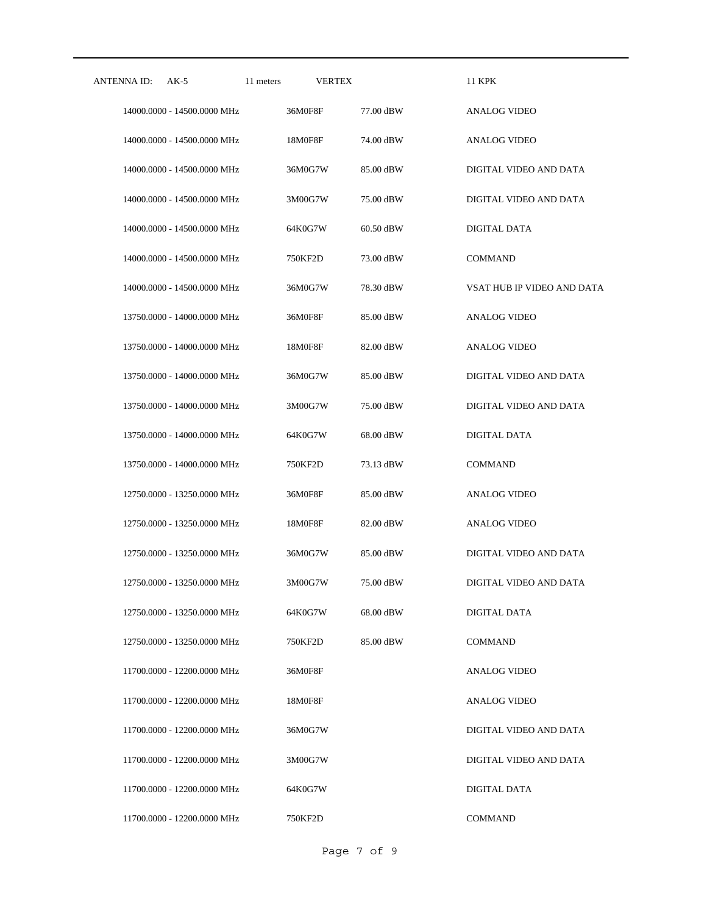ANTENNA ID: AK-5 11 meters VERTEX 11 KPK

| Frequency | Emission | Power | Description |
|---|---|---|---|
| 14000.0000 - 14500.0000 MHz | 36M0F8F | 77.00 dBW | ANALOG VIDEO |
| 14000.0000 - 14500.0000 MHz | 18M0F8F | 74.00 dBW | ANALOG VIDEO |
| 14000.0000 - 14500.0000 MHz | 36M0G7W | 85.00 dBW | DIGITAL VIDEO AND DATA |
| 14000.0000 - 14500.0000 MHz | 3M00G7W | 75.00 dBW | DIGITAL VIDEO AND DATA |
| 14000.0000 - 14500.0000 MHz | 64K0G7W | 60.50 dBW | DIGITAL DATA |
| 14000.0000 - 14500.0000 MHz | 750KF2D | 73.00 dBW | COMMAND |
| 14000.0000 - 14500.0000 MHz | 36M0G7W | 78.30 dBW | VSAT HUB IP VIDEO AND DATA |
| 13750.0000 - 14000.0000 MHz | 36M0F8F | 85.00 dBW | ANALOG VIDEO |
| 13750.0000 - 14000.0000 MHz | 18M0F8F | 82.00 dBW | ANALOG VIDEO |
| 13750.0000 - 14000.0000 MHz | 36M0G7W | 85.00 dBW | DIGITAL VIDEO AND DATA |
| 13750.0000 - 14000.0000 MHz | 3M00G7W | 75.00 dBW | DIGITAL VIDEO AND DATA |
| 13750.0000 - 14000.0000 MHz | 64K0G7W | 68.00 dBW | DIGITAL DATA |
| 13750.0000 - 14000.0000 MHz | 750KF2D | 73.13 dBW | COMMAND |
| 12750.0000 - 13250.0000 MHz | 36M0F8F | 85.00 dBW | ANALOG VIDEO |
| 12750.0000 - 13250.0000 MHz | 18M0F8F | 82.00 dBW | ANALOG VIDEO |
| 12750.0000 - 13250.0000 MHz | 36M0G7W | 85.00 dBW | DIGITAL VIDEO AND DATA |
| 12750.0000 - 13250.0000 MHz | 3M00G7W | 75.00 dBW | DIGITAL VIDEO AND DATA |
| 12750.0000 - 13250.0000 MHz | 64K0G7W | 68.00 dBW | DIGITAL DATA |
| 12750.0000 - 13250.0000 MHz | 750KF2D | 85.00 dBW | COMMAND |
| 11700.0000 - 12200.0000 MHz | 36M0F8F | | ANALOG VIDEO |
| 11700.0000 - 12200.0000 MHz | 18M0F8F | | ANALOG VIDEO |
| 11700.0000 - 12200.0000 MHz | 36M0G7W | | DIGITAL VIDEO AND DATA |
| 11700.0000 - 12200.0000 MHz | 3M00G7W | | DIGITAL VIDEO AND DATA |
| 11700.0000 - 12200.0000 MHz | 64K0G7W | | DIGITAL DATA |
| 11700.0000 - 12200.0000 MHz | 750KF2D | | COMMAND |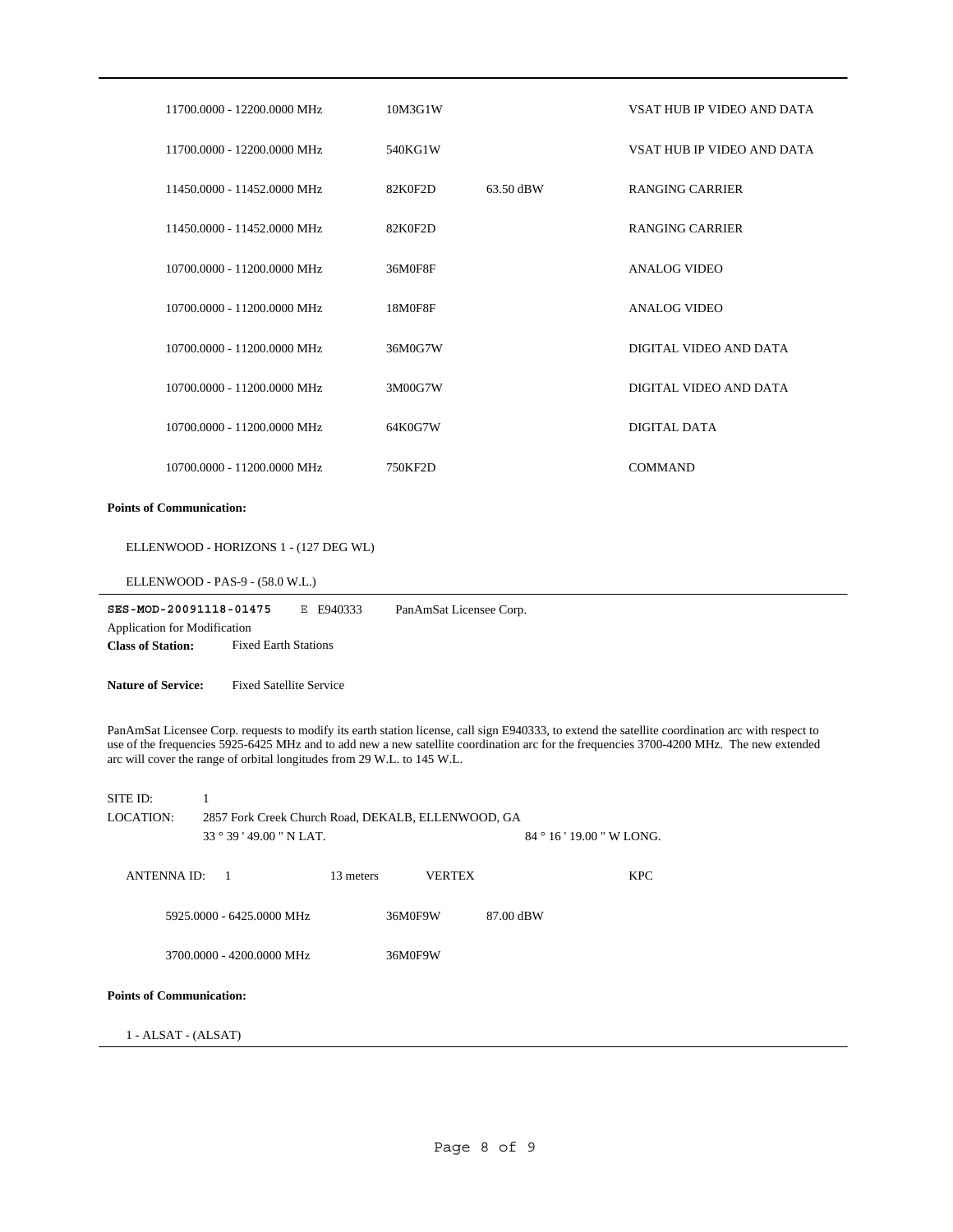| | | | |
|---|---|---|---|
| 11700.0000 - 12200.0000 MHz | 10M3G1W | | VSAT HUB IP VIDEO AND DATA |
| 11700.0000 - 12200.0000 MHz | 540KG1W | | VSAT HUB IP VIDEO AND DATA |
| 11450.0000 - 11452.0000 MHz | 82K0F2D | 63.50 dBW | RANGING CARRIER |
| 11450.0000 - 11452.0000 MHz | 82K0F2D | | RANGING CARRIER |
| 10700.0000 - 11200.0000 MHz | 36M0F8F | | ANALOG VIDEO |
| 10700.0000 - 11200.0000 MHz | 18M0F8F | | ANALOG VIDEO |
| 10700.0000 - 11200.0000 MHz | 36M0G7W | | DIGITAL VIDEO AND DATA |
| 10700.0000 - 11200.0000 MHz | 3M00G7W | | DIGITAL VIDEO AND DATA |
| 10700.0000 - 11200.0000 MHz | 64K0G7W | | DIGITAL DATA |
| 10700.0000 - 11200.0000 MHz | 750KF2D | | COMMAND |

**Points of Communication:**

ELLENWOOD - HORIZONS 1 - (127 DEG WL)

ELLENWOOD - PAS-9 - (58.0 W.L.)

---

**SES-MOD-20091118-01475** E E940333 PanAmSat Licensee Corp.

Application for Modification

**Class of Station:** Fixed Earth Stations

**Nature of Service:** Fixed Satellite Service

PanAmSat Licensee Corp. requests to modify its earth station license, call sign E940333, to extend the satellite coordination arc with respect to use of the frequencies 5925-6425 MHz and to add new a new satellite coordination arc for the frequencies 3700-4200 MHz. The new extended arc will cover the range of orbital longitudes from 29 W.L. to 145 W.L.

SITE ID: 1

LOCATION: 2857 Fork Creek Church Road, DEKALB, ELLENWOOD, GA

33 ° 39 ' 49.00 " N LAT. 84 ° 16 ' 19.00 " W LONG.

ANTENNA ID: 1 13 meters VERTEX KPC

| | | |
|---|---|---|
| 5925.0000 - 6425.0000 MHz | 36M0F9W | 87.00 dBW |
| 3700.0000 - 4200.0000 MHz | 36M0F9W | |

**Points of Communication:**

1 - ALSAT - (ALSAT)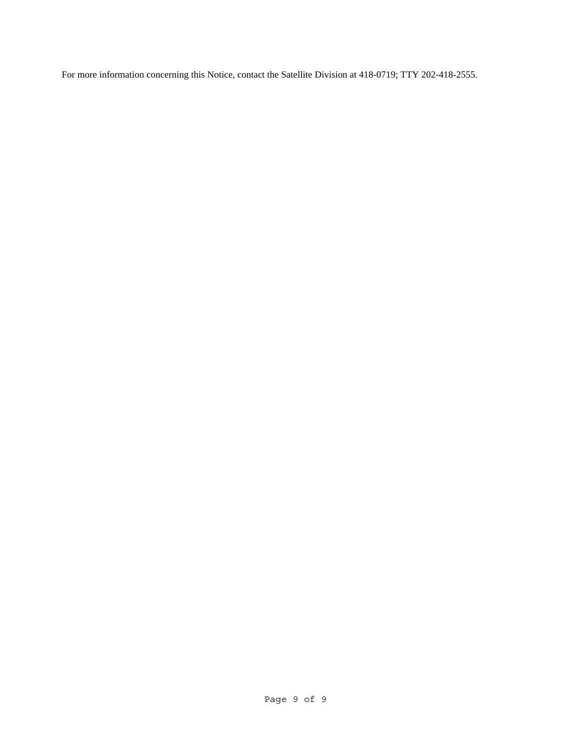For more information concerning this Notice, contact the Satellite Division at 418-0719; TTY 202-418-2555.